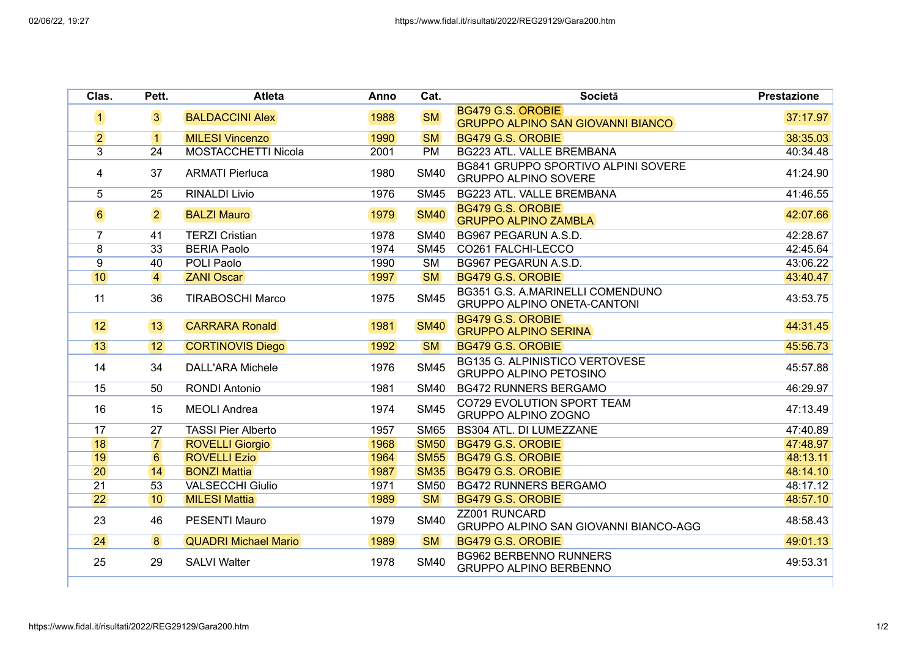| Clas. | Pett. | Atleta | Anno | Cat. | Società | Prestazione |
|---|---|---|---|---|---|---|
| 1 | 3 | BALDACCINI Alex | 1988 | SM | BG479 G.S. OROBIE GRUPPO ALPINO SAN GIOVANNI BIANCO | 37:17.97 |
| 2 | 1 | MILESI Vincenzo | 1990 | SM | BG479 G.S. OROBIE | 38:35.03 |
| 3 | 24 | MOSTACCHETTI Nicola | 2001 | PM | BG223 ATL. VALLE BREMBANA | 40:34.48 |
| 4 | 37 | ARMATI Pierluca | 1980 | SM40 | BG841 GRUPPO SPORTIVO ALPINI SOVERE GRUPPO ALPINO SOVERE | 41:24.90 |
| 5 | 25 | RINALDI Livio | 1976 | SM45 | BG223 ATL. VALLE BREMBANA | 41:46.55 |
| 6 | 2 | BALZI Mauro | 1979 | SM40 | BG479 G.S. OROBIE GRUPPO ALPINO ZAMBLA | 42:07.66 |
| 7 | 41 | TERZI Cristian | 1978 | SM40 | BG967 PEGARUN A.S.D. | 42:28.67 |
| 8 | 33 | BERIA Paolo | 1974 | SM45 | CO261 FALCHI-LECCO | 42:45.64 |
| 9 | 40 | POLI Paolo | 1990 | SM | BG967 PEGARUN A.S.D. | 43:06.22 |
| 10 | 4 | ZANI Oscar | 1997 | SM | BG479 G.S. OROBIE | 43:40.47 |
| 11 | 36 | TIRABOSCHI Marco | 1975 | SM45 | BG351 G.S. A.MARINELLI COMENDUNO GRUPPO ALPINO ONETA-CANTONI | 43:53.75 |
| 12 | 13 | CARRARA Ronald | 1981 | SM40 | BG479 G.S. OROBIE GRUPPO ALPINO SERINA | 44:31.45 |
| 13 | 12 | CORTINOVIS Diego | 1992 | SM | BG479 G.S. OROBIE | 45:56.73 |
| 14 | 34 | DALL'ARA Michele | 1976 | SM45 | BG135 G. ALPINISTICO VERTOVESE GRUPPO ALPINO PETOSINO | 45:57.88 |
| 15 | 50 | RONDI Antonio | 1981 | SM40 | BG472 RUNNERS BERGAMO | 46:29.97 |
| 16 | 15 | MEOLI Andrea | 1974 | SM45 | CO729 EVOLUTION SPORT TEAM GRUPPO ALPINO ZOGNO | 47:13.49 |
| 17 | 27 | TASSI Pier Alberto | 1957 | SM65 | BS304 ATL. DI LUMEZZANE | 47:40.89 |
| 18 | 7 | ROVELLI Giorgio | 1968 | SM50 | BG479 G.S. OROBIE | 47:48.97 |
| 19 | 6 | ROVELLI Ezio | 1964 | SM55 | BG479 G.S. OROBIE | 48:13.11 |
| 20 | 14 | BONZI Mattia | 1987 | SM35 | BG479 G.S. OROBIE | 48:14.10 |
| 21 | 53 | VALSECCHI Giulio | 1971 | SM50 | BG472 RUNNERS BERGAMO | 48:17.12 |
| 22 | 10 | MILESI Mattia | 1989 | SM | BG479 G.S. OROBIE | 48:57.10 |
| 23 | 46 | PESENTI Mauro | 1979 | SM40 | ZZ001 RUNCARD GRUPPO ALPINO SAN GIOVANNI BIANCO-AGG | 48:58.43 |
| 24 | 8 | QUADRI Michael Mario | 1989 | SM | BG479 G.S. OROBIE | 49:01.13 |
| 25 | 29 | SALVI Walter | 1978 | SM40 | BG962 BERBENNO RUNNERS GRUPPO ALPINO BERBENNO | 49:53.31 |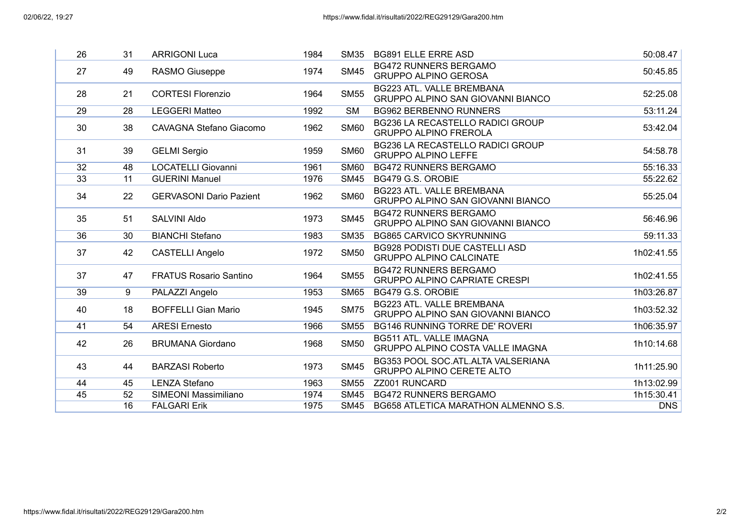| | | | | | | |
|---|---|---|---|---|---|---|
| 26 | 31 | ARRIGONI Luca | 1984 | SM35 | BG891 ELLE ERRE ASD | 50:08.47 |
| 27 | 49 | RASMO Giuseppe | 1974 | SM45 | BG472 RUNNERS BERGAMO GRUPPO ALPINO GEROSA | 50:45.85 |
| 28 | 21 | CORTESI Florenzio | 1964 | SM55 | BG223 ATL. VALLE BREMBANA GRUPPO ALPINO SAN GIOVANNI BIANCO | 52:25.08 |
| 29 | 28 | LEGGERI Matteo | 1992 | SM | BG962 BERBENNO RUNNERS | 53:11.24 |
| 30 | 38 | CAVAGNA Stefano Giacomo | 1962 | SM60 | BG236 LA RECASTELLO RADICI GROUP GRUPPO ALPINO FREROLA | 53:42.04 |
| 31 | 39 | GELMI Sergio | 1959 | SM60 | BG236 LA RECASTELLO RADICI GROUP GRUPPO ALPINO LEFFE | 54:58.78 |
| 32 | 48 | LOCATELLI Giovanni | 1961 | SM60 | BG472 RUNNERS BERGAMO | 55:16.33 |
| 33 | 11 | GUERINI Manuel | 1976 | SM45 | BG479 G.S. OROBIE | 55:22.62 |
| 34 | 22 | GERVASONI Dario Pazient | 1962 | SM60 | BG223 ATL. VALLE BREMBANA GRUPPO ALPINO SAN GIOVANNI BIANCO | 55:25.04 |
| 35 | 51 | SALVINI Aldo | 1973 | SM45 | BG472 RUNNERS BERGAMO GRUPPO ALPINO SAN GIOVANNI BIANCO | 56:46.96 |
| 36 | 30 | BIANCHI Stefano | 1983 | SM35 | BG865 CARVICO SKYRUNNING | 59:11.33 |
| 37 | 42 | CASTELLI Angelo | 1972 | SM50 | BG928 PODISTI DUE CASTELLI ASD GRUPPO ALPINO CALCINATE | 1h02:41.55 |
| 37 | 47 | FRATUS Rosario Santino | 1964 | SM55 | BG472 RUNNERS BERGAMO GRUPPO ALPINO CAPRIATE CRESPI | 1h02:41.55 |
| 39 | 9 | PALAZZI Angelo | 1953 | SM65 | BG479 G.S. OROBIE | 1h03:26.87 |
| 40 | 18 | BOFFELLI Gian Mario | 1945 | SM75 | BG223 ATL. VALLE BREMBANA GRUPPO ALPINO SAN GIOVANNI BIANCO | 1h03:52.32 |
| 41 | 54 | ARESI Ernesto | 1966 | SM55 | BG146 RUNNING TORRE DE' ROVERI | 1h06:35.97 |
| 42 | 26 | BRUMANA Giordano | 1968 | SM50 | BG511 ATL. VALLE IMAGNA GRUPPO ALPINO COSTA VALLE IMAGNA | 1h10:14.68 |
| 43 | 44 | BARZASI Roberto | 1973 | SM45 | BG353 POOL SOC.ATL.ALTA VALSERIANA GRUPPO ALPINO CERETE ALTO | 1h11:25.90 |
| 44 | 45 | LENZA Stefano | 1963 | SM55 | ZZ001 RUNCARD | 1h13:02.99 |
| 45 | 52 | SIMEONI Massimiliano | 1974 | SM45 | BG472 RUNNERS BERGAMO | 1h15:30.41 |
| | 16 | FALGARI Erik | 1975 | SM45 | BG658 ATLETICA MARATHON ALMENNO S.S. | DNS |